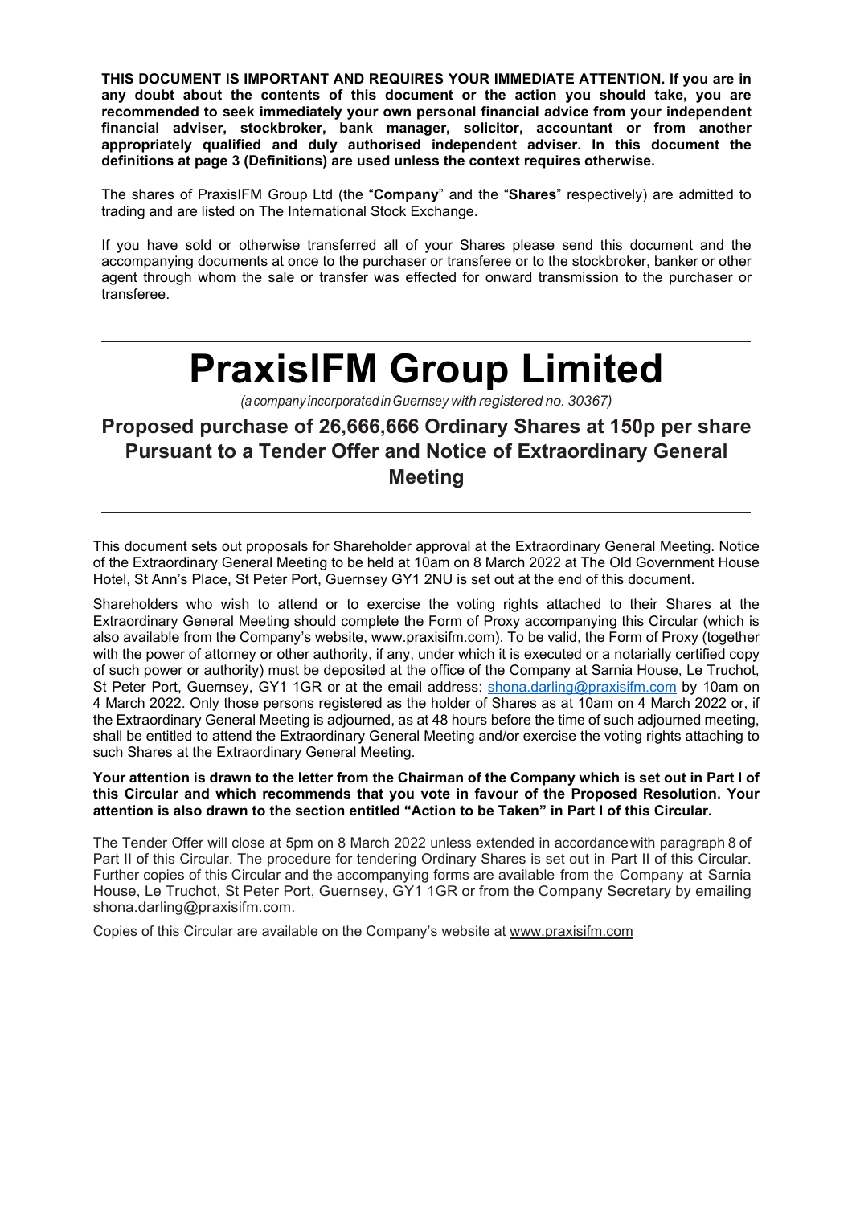**THIS DOCUMENT IS IMPORTANT AND REQUIRES YOUR IMMEDIATE ATTENTION. If you are in any doubt about the contents of this document or the action you should take, you are recommended to seek immediately your own personal financial advice from your independent financial adviser, stockbroker, bank manager, solicitor, accountant or from another appropriately qualified and duly authorised independent adviser. In this document the definitions at page 3 (Definitions) are used unless the context requires otherwise.**

The shares of PraxisIFM Group Ltd (the "**Company**" and the "**Shares**" respectively) are admitted to trading and are listed on The International Stock Exchange.

If you have sold or otherwise transferred all of your Shares please send this document and the accompanying documents at once to the purchaser or transferee or to the stockbroker, banker or other agent through whom the sale or transfer was effected for onward transmission to the purchaser or transferee.

---

# PraxisIFM Group Limited

*(a company incorporated in Guernsey with registered no. 30367)*

## Proposed purchase of 26,666,666 Ordinary Shares at 150p per share Pursuant to a Tender Offer and Notice of Extraordinary General Meeting

---

This document sets out proposals for Shareholder approval at the Extraordinary General Meeting. Notice of the Extraordinary General Meeting to be held at 10am on 8 March 2022 at The Old Government House Hotel, St Ann's Place, St Peter Port, Guernsey GY1 2NU is set out at the end of this document.

Shareholders who wish to attend or to exercise the voting rights attached to their Shares at the Extraordinary General Meeting should complete the Form of Proxy accompanying this Circular (which is also available from the Company's website, www.praxisifm.com). To be valid, the Form of Proxy (together with the power of attorney or other authority, if any, under which it is executed or a notarially certified copy of such power or authority) must be deposited at the office of the Company at Sarnia House, Le Truchot, St Peter Port, Guernsey, GY1 1GR or at the email address: shona.darling@praxisifm.com by 10am on 4 March 2022. Only those persons registered as the holder of Shares as at 10am on 4 March 2022 or, if the Extraordinary General Meeting is adjourned, as at 48 hours before the time of such adjourned meeting, shall be entitled to attend the Extraordinary General Meeting and/or exercise the voting rights attaching to such Shares at the Extraordinary General Meeting.

**Your attention is drawn to the letter from the Chairman of the Company which is set out in Part I of this Circular and which recommends that you vote in favour of the Proposed Resolution. Your attention is also drawn to the section entitled "Action to be Taken" in Part I of this Circular.**

The Tender Offer will close at 5pm on 8 March 2022 unless extended in accordance with paragraph 8 of Part II of this Circular. The procedure for tendering Ordinary Shares is set out in Part II of this Circular. Further copies of this Circular and the accompanying forms are available from the Company at Sarnia House, Le Truchot, St Peter Port, Guernsey, GY1 1GR or from the Company Secretary by emailing shona.darling@praxisifm.com.

Copies of this Circular are available on the Company's website at www.praxisifm.com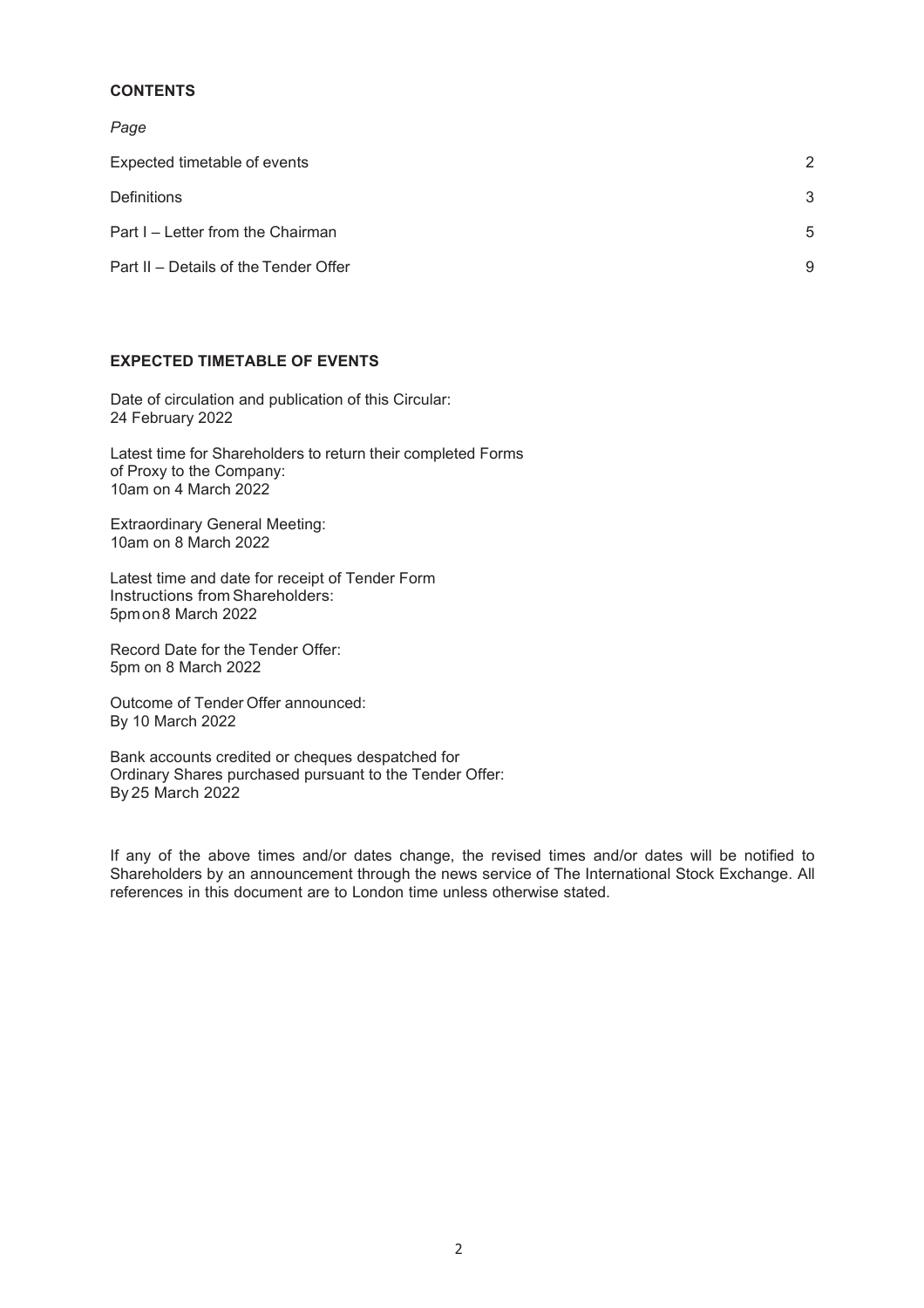**CONTENTS**

*Page*

| | |
|---|---|
| Expected timetable of events | 2 |
| Definitions | 3 |
| Part I – Letter from the Chairman | 5 |
| Part II – Details of the Tender Offer | 9 |

**EXPECTED TIMETABLE OF EVENTS**

Date of circulation and publication of this Circular:
24 February 2022

Latest time for Shareholders to return their completed Forms of Proxy to the Company:
10am on 4 March 2022

Extraordinary General Meeting:
10am on 8 March 2022

Latest time and date for receipt of Tender Form Instructions from Shareholders:
5pm on 8 March 2022

Record Date for the Tender Offer:
5pm on 8 March 2022

Outcome of Tender Offer announced:
By 10 March 2022

Bank accounts credited or cheques despatched for Ordinary Shares purchased pursuant to the Tender Offer:
By 25 March 2022

If any of the above times and/or dates change, the revised times and/or dates will be notified to Shareholders by an announcement through the news service of The International Stock Exchange. All references in this document are to London time unless otherwise stated.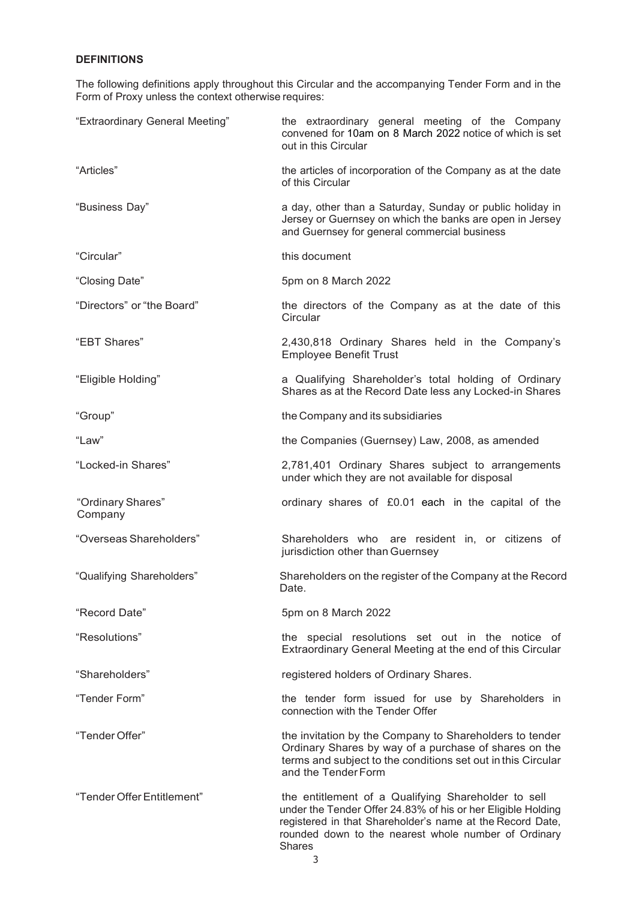**DEFINITIONS**

The following definitions apply throughout this Circular and the accompanying Tender Form and in the Form of Proxy unless the context otherwise requires:

| | |
|---|---|
| "Extraordinary General Meeting" | the extraordinary general meeting of the Company convened for 10am on 8 March 2022 notice of which is set out in this Circular |
| "Articles" | the articles of incorporation of the Company as at the date of this Circular |
| "Business Day" | a day, other than a Saturday, Sunday or public holiday in Jersey or Guernsey on which the banks are open in Jersey and Guernsey for general commercial business |
| "Circular" | this document |
| "Closing Date" | 5pm on 8 March 2022 |
| "Directors" or "the Board" | the directors of the Company as at the date of this Circular |
| "EBT Shares" | 2,430,818 Ordinary Shares held in the Company's Employee Benefit Trust |
| "Eligible Holding" | a Qualifying Shareholder's total holding of Ordinary Shares as at the Record Date less any Locked-in Shares |
| "Group" | the Company and its subsidiaries |
| "Law" | the Companies (Guernsey) Law, 2008, as amended |
| "Locked-in Shares" | 2,781,401 Ordinary Shares subject to arrangements under which they are not available for disposal |
| "Ordinary Shares" | ordinary shares of £0.01 each in the capital of the Company |
| "Overseas Shareholders" | Shareholders who are resident in, or citizens of jurisdiction other than Guernsey |
| "Qualifying Shareholders" | Shareholders on the register of the Company at the Record Date. |
| "Record Date" | 5pm on 8 March 2022 |
| "Resolutions" | the special resolutions set out in the notice of Extraordinary General Meeting at the end of this Circular |
| "Shareholders" | registered holders of Ordinary Shares. |
| "Tender Form" | the tender form issued for use by Shareholders in connection with the Tender Offer |
| "Tender Offer" | the invitation by the Company to Shareholders to tender Ordinary Shares by way of a purchase of shares on the terms and subject to the conditions set out in this Circular and the Tender Form |
| "Tender Offer Entitlement" | the entitlement of a Qualifying Shareholder to sell under the Tender Offer 24.83% of his or her Eligible Holding registered in that Shareholder's name at the Record Date, rounded down to the nearest whole number of Ordinary Shares |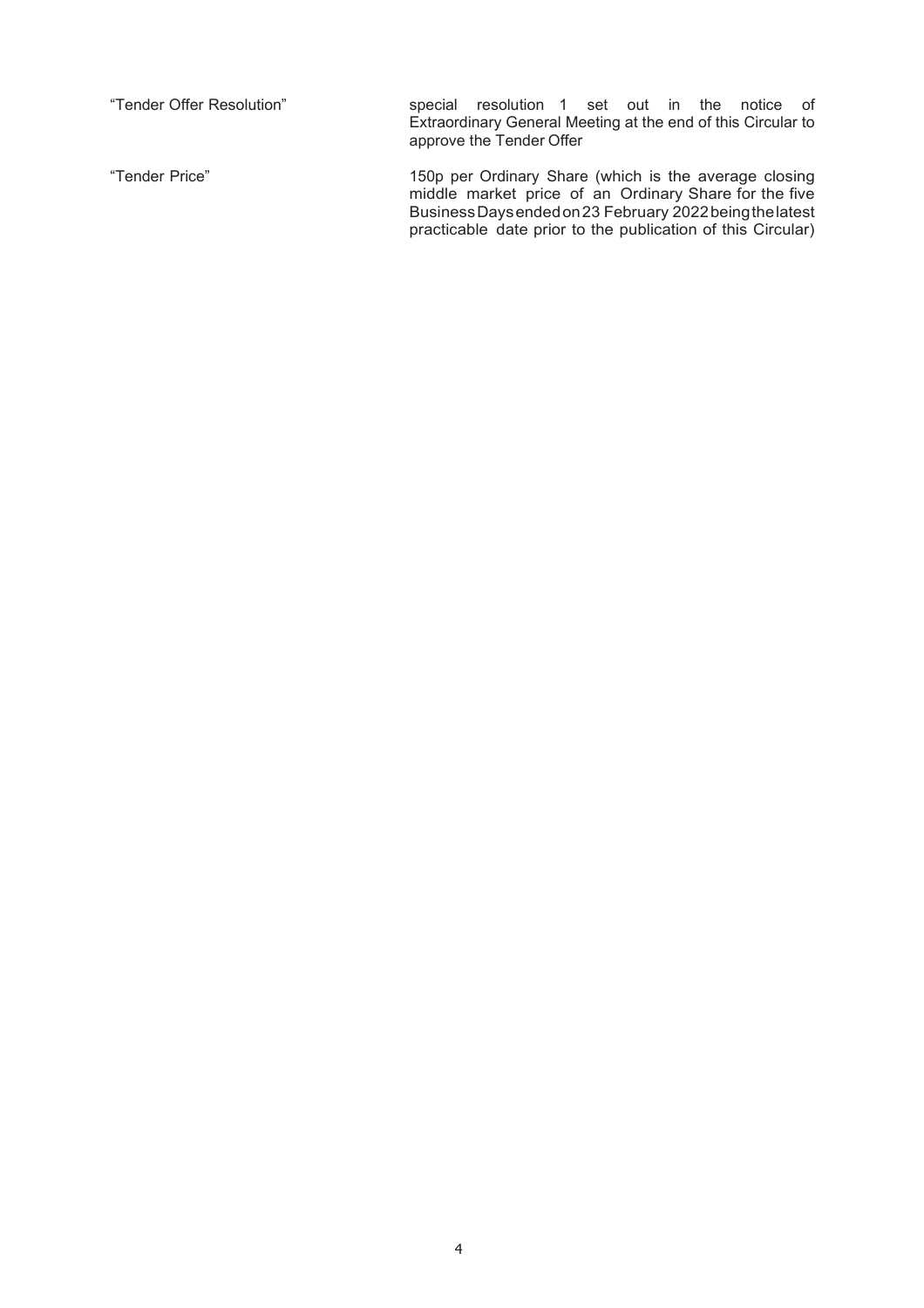| | |
|---|---|
| "Tender Offer Resolution" | special resolution 1 set out in the notice of Extraordinary General Meeting at the end of this Circular to approve the Tender Offer |
| "Tender Price" | 150p per Ordinary Share (which is the average closing middle market price of an Ordinary Share for the five Business Days ended on 23 February 2022 being the latest practicable date prior to the publication of this Circular) |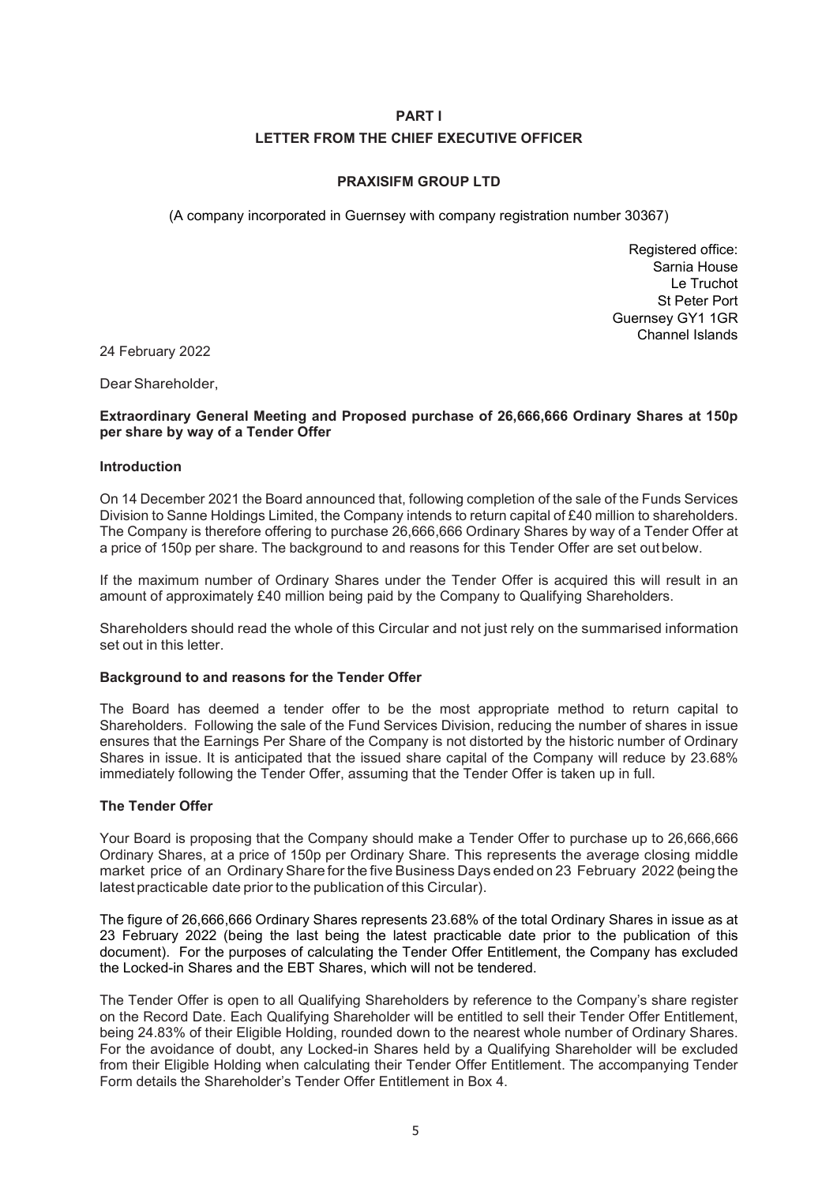# PART I

## LETTER FROM THE CHIEF EXECUTIVE OFFICER

### PRAXISIFM GROUP LTD

(A company incorporated in Guernsey with company registration number 30367)

Registered office:
Sarnia House
Le Truchot
St Peter Port
Guernsey GY1 1GR
Channel Islands

24 February 2022

Dear Shareholder,

**Extraordinary General Meeting and Proposed purchase of 26,666,666 Ordinary Shares at 150p per share by way of a Tender Offer**

**Introduction**

On 14 December 2021 the Board announced that, following completion of the sale of the Funds Services Division to Sanne Holdings Limited, the Company intends to return capital of £40 million to shareholders. The Company is therefore offering to purchase 26,666,666 Ordinary Shares by way of a Tender Offer at a price of 150p per share. The background to and reasons for this Tender Offer are set out below.

If the maximum number of Ordinary Shares under the Tender Offer is acquired this will result in an amount of approximately £40 million being paid by the Company to Qualifying Shareholders.

Shareholders should read the whole of this Circular and not just rely on the summarised information set out in this letter.

**Background to and reasons for the Tender Offer**

The Board has deemed a tender offer to be the most appropriate method to return capital to Shareholders. Following the sale of the Fund Services Division, reducing the number of shares in issue ensures that the Earnings Per Share of the Company is not distorted by the historic number of Ordinary Shares in issue. It is anticipated that the issued share capital of the Company will reduce by 23.68% immediately following the Tender Offer, assuming that the Tender Offer is taken up in full.

**The Tender Offer**

Your Board is proposing that the Company should make a Tender Offer to purchase up to 26,666,666 Ordinary Shares, at a price of 150p per Ordinary Share. This represents the average closing middle market price of an Ordinary Share for the five Business Days ended on 23 February 2022 (being the latest practicable date prior to the publication of this Circular).

The figure of 26,666,666 Ordinary Shares represents 23.68% of the total Ordinary Shares in issue as at 23 February 2022 (being the last being the latest practicable date prior to the publication of this document). For the purposes of calculating the Tender Offer Entitlement, the Company has excluded the Locked-in Shares and the EBT Shares, which will not be tendered.

The Tender Offer is open to all Qualifying Shareholders by reference to the Company's share register on the Record Date. Each Qualifying Shareholder will be entitled to sell their Tender Offer Entitlement, being 24.83% of their Eligible Holding, rounded down to the nearest whole number of Ordinary Shares. For the avoidance of doubt, any Locked-in Shares held by a Qualifying Shareholder will be excluded from their Eligible Holding when calculating their Tender Offer Entitlement. The accompanying Tender Form details the Shareholder's Tender Offer Entitlement in Box 4.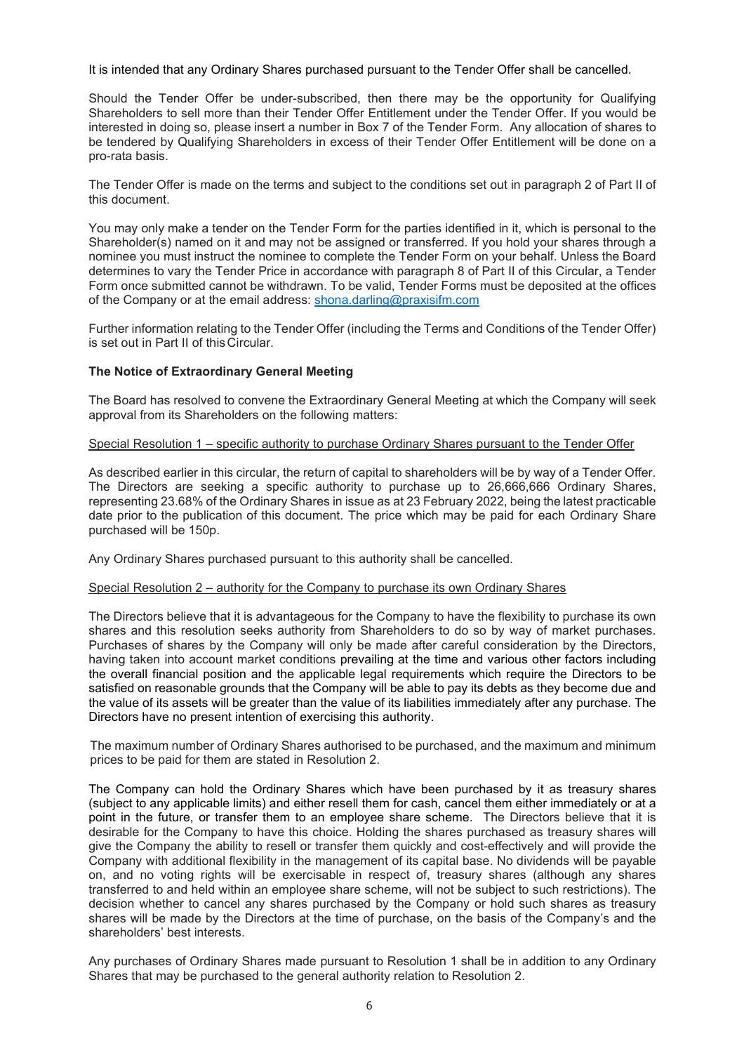It is intended that any Ordinary Shares purchased pursuant to the Tender Offer shall be cancelled.

Should the Tender Offer be under-subscribed, then there may be the opportunity for Qualifying Shareholders to sell more than their Tender Offer Entitlement under the Tender Offer. If you would be interested in doing so, please insert a number in Box 7 of the Tender Form. Any allocation of shares to be tendered by Qualifying Shareholders in excess of their Tender Offer Entitlement will be done on a pro-rata basis.

The Tender Offer is made on the terms and subject to the conditions set out in paragraph 2 of Part II of this document.

You may only make a tender on the Tender Form for the parties identified in it, which is personal to the Shareholder(s) named on it and may not be assigned or transferred. If you hold your shares through a nominee you must instruct the nominee to complete the Tender Form on your behalf. Unless the Board determines to vary the Tender Price in accordance with paragraph 8 of Part II of this Circular, a Tender Form once submitted cannot be withdrawn. To be valid, Tender Forms must be deposited at the offices of the Company or at the email address: shona.darling@praxisifm.com

Further information relating to the Tender Offer (including the Terms and Conditions of the Tender Offer) is set out in Part II of this Circular.

**The Notice of Extraordinary General Meeting**

The Board has resolved to convene the Extraordinary General Meeting at which the Company will seek approval from its Shareholders on the following matters:

Special Resolution 1 – specific authority to purchase Ordinary Shares pursuant to the Tender Offer

As described earlier in this circular, the return of capital to shareholders will be by way of a Tender Offer. The Directors are seeking a specific authority to purchase up to 26,666,666 Ordinary Shares, representing 23.68% of the Ordinary Shares in issue as at 23 February 2022, being the latest practicable date prior to the publication of this document. The price which may be paid for each Ordinary Share purchased will be 150p.

Any Ordinary Shares purchased pursuant to this authority shall be cancelled.

Special Resolution 2 – authority for the Company to purchase its own Ordinary Shares

The Directors believe that it is advantageous for the Company to have the flexibility to purchase its own shares and this resolution seeks authority from Shareholders to do so by way of market purchases. Purchases of shares by the Company will only be made after careful consideration by the Directors, having taken into account market conditions prevailing at the time and various other factors including the overall financial position and the applicable legal requirements which require the Directors to be satisfied on reasonable grounds that the Company will be able to pay its debts as they become due and the value of its assets will be greater than the value of its liabilities immediately after any purchase. The Directors have no present intention of exercising this authority.

The maximum number of Ordinary Shares authorised to be purchased, and the maximum and minimum prices to be paid for them are stated in Resolution 2.

The Company can hold the Ordinary Shares which have been purchased by it as treasury shares (subject to any applicable limits) and either resell them for cash, cancel them either immediately or at a point in the future, or transfer them to an employee share scheme. The Directors believe that it is desirable for the Company to have this choice. Holding the shares purchased as treasury shares will give the Company the ability to resell or transfer them quickly and cost-effectively and will provide the Company with additional flexibility in the management of its capital base. No dividends will be payable on, and no voting rights will be exercisable in respect of, treasury shares (although any shares transferred to and held within an employee share scheme, will not be subject to such restrictions). The decision whether to cancel any shares purchased by the Company or hold such shares as treasury shares will be made by the Directors at the time of purchase, on the basis of the Company's and the shareholders' best interests.

Any purchases of Ordinary Shares made pursuant to Resolution 1 shall be in addition to any Ordinary Shares that may be purchased to the general authority relation to Resolution 2.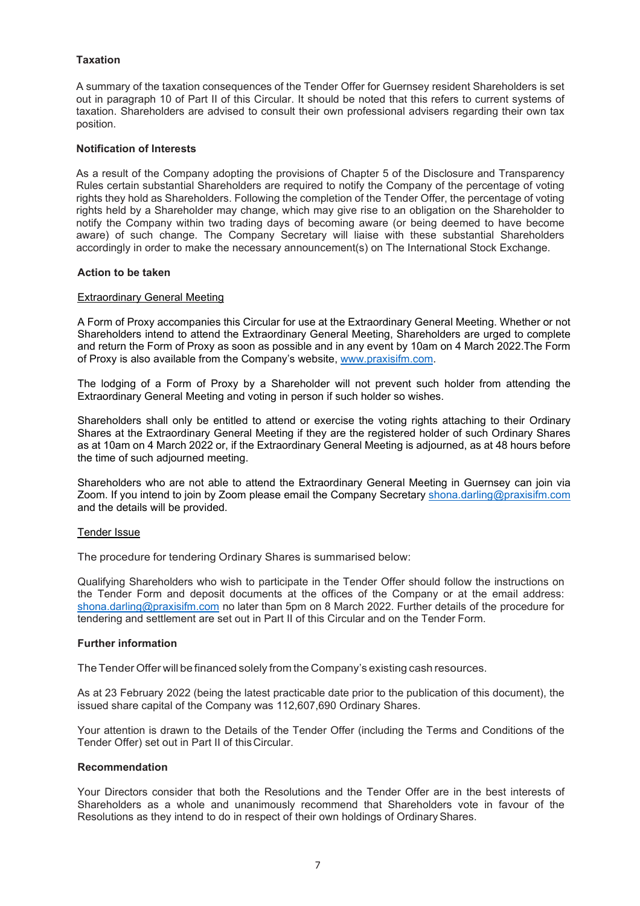**Taxation**

A summary of the taxation consequences of the Tender Offer for Guernsey resident Shareholders is set out in paragraph 10 of Part II of this Circular. It should be noted that this refers to current systems of taxation. Shareholders are advised to consult their own professional advisers regarding their own tax position.

**Notification of Interests**

As a result of the Company adopting the provisions of Chapter 5 of the Disclosure and Transparency Rules certain substantial Shareholders are required to notify the Company of the percentage of voting rights they hold as Shareholders. Following the completion of the Tender Offer, the percentage of voting rights held by a Shareholder may change, which may give rise to an obligation on the Shareholder to notify the Company within two trading days of becoming aware (or being deemed to have become aware) of such change. The Company Secretary will liaise with these substantial Shareholders accordingly in order to make the necessary announcement(s) on The International Stock Exchange.

**Action to be taken**

Extraordinary General Meeting

A Form of Proxy accompanies this Circular for use at the Extraordinary General Meeting. Whether or not Shareholders intend to attend the Extraordinary General Meeting, Shareholders are urged to complete and return the Form of Proxy as soon as possible and in any event by 10am on 4 March 2022.The Form of Proxy is also available from the Company's website, www.praxisifm.com.

The lodging of a Form of Proxy by a Shareholder will not prevent such holder from attending the Extraordinary General Meeting and voting in person if such holder so wishes.

Shareholders shall only be entitled to attend or exercise the voting rights attaching to their Ordinary Shares at the Extraordinary General Meeting if they are the registered holder of such Ordinary Shares as at 10am on 4 March 2022 or, if the Extraordinary General Meeting is adjourned, as at 48 hours before the time of such adjourned meeting.

Shareholders who are not able to attend the Extraordinary General Meeting in Guernsey can join via Zoom. If you intend to join by Zoom please email the Company Secretary shona.darling@praxisifm.com and the details will be provided.

Tender Issue

The procedure for tendering Ordinary Shares is summarised below:

Qualifying Shareholders who wish to participate in the Tender Offer should follow the instructions on the Tender Form and deposit documents at the offices of the Company or at the email address: shona.darling@praxisifm.com no later than 5pm on 8 March 2022. Further details of the procedure for tendering and settlement are set out in Part II of this Circular and on the Tender Form.

**Further information**

The Tender Offer will be financed solely from the Company's existing cash resources.

As at 23 February 2022 (being the latest practicable date prior to the publication of this document), the issued share capital of the Company was 112,607,690 Ordinary Shares.

Your attention is drawn to the Details of the Tender Offer (including the Terms and Conditions of the Tender Offer) set out in Part II of this Circular.

**Recommendation**

Your Directors consider that both the Resolutions and the Tender Offer are in the best interests of Shareholders as a whole and unanimously recommend that Shareholders vote in favour of the Resolutions as they intend to do in respect of their own holdings of Ordinary Shares.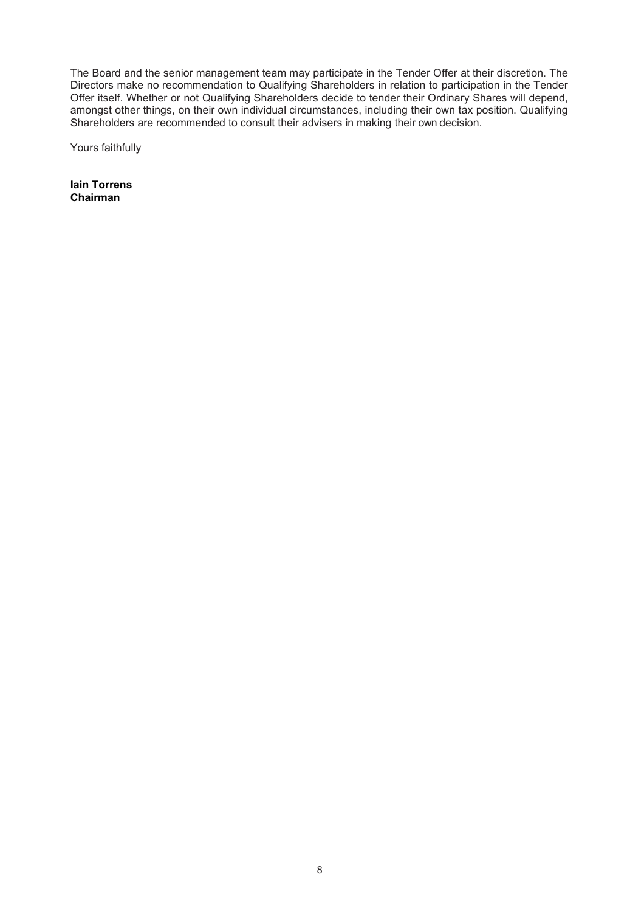The Board and the senior management team may participate in the Tender Offer at their discretion. The Directors make no recommendation to Qualifying Shareholders in relation to participation in the Tender Offer itself. Whether or not Qualifying Shareholders decide to tender their Ordinary Shares will depend, amongst other things, on their own individual circumstances, including their own tax position. Qualifying Shareholders are recommended to consult their advisers in making their own decision.

Yours faithfully

**Iain Torrens**
**Chairman**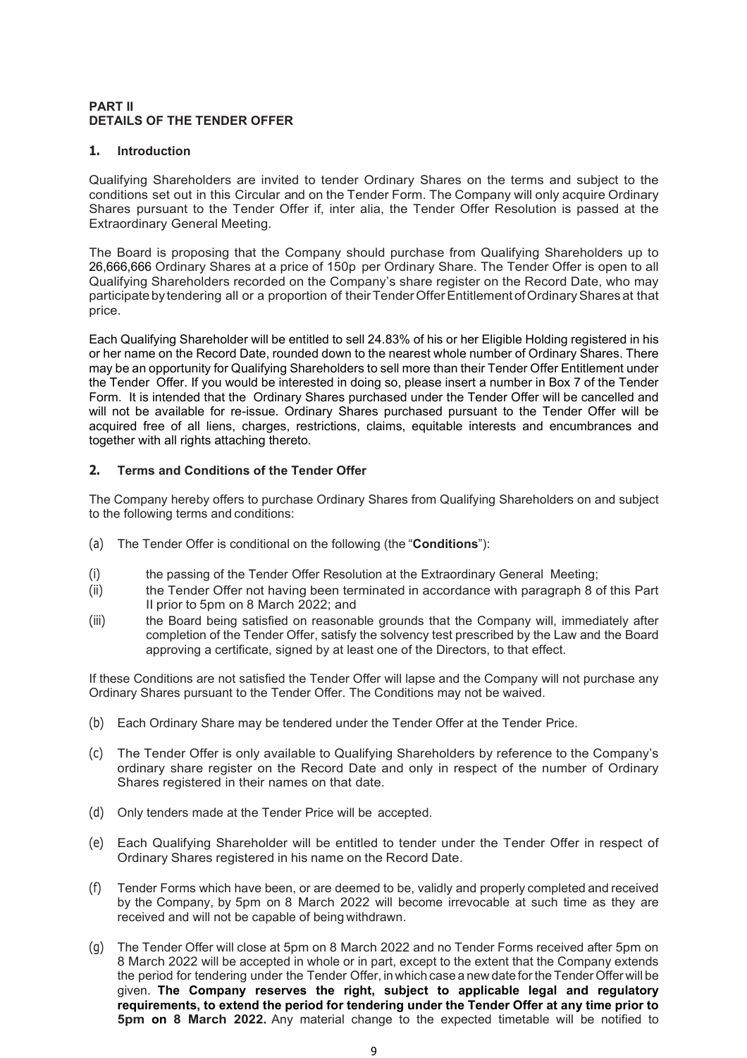## PART II
## DETAILS OF THE TENDER OFFER

### 1. Introduction

Qualifying Shareholders are invited to tender Ordinary Shares on the terms and subject to the conditions set out in this Circular and on the Tender Form. The Company will only acquire Ordinary Shares pursuant to the Tender Offer if, inter alia, the Tender Offer Resolution is passed at the Extraordinary General Meeting.

The Board is proposing that the Company should purchase from Qualifying Shareholders up to 26,666,666 Ordinary Shares at a price of 150p per Ordinary Share. The Tender Offer is open to all Qualifying Shareholders recorded on the Company's share register on the Record Date, who may participate by tendering all or a proportion of their Tender Offer Entitlement of Ordinary Shares at that price.

Each Qualifying Shareholder will be entitled to sell 24.83% of his or her Eligible Holding registered in his or her name on the Record Date, rounded down to the nearest whole number of Ordinary Shares. There may be an opportunity for Qualifying Shareholders to sell more than their Tender Offer Entitlement under the Tender Offer. If you would be interested in doing so, please insert a number in Box 7 of the Tender Form. It is intended that the Ordinary Shares purchased under the Tender Offer will be cancelled and will not be available for re-issue. Ordinary Shares purchased pursuant to the Tender Offer will be acquired free of all liens, charges, restrictions, claims, equitable interests and encumbrances and together with all rights attaching thereto.

### 2. Terms and Conditions of the Tender Offer

The Company hereby offers to purchase Ordinary Shares from Qualifying Shareholders on and subject to the following terms and conditions:

(a) The Tender Offer is conditional on the following (the "**Conditions**"):

(i) the passing of the Tender Offer Resolution at the Extraordinary General Meeting;

(ii) the Tender Offer not having been terminated in accordance with paragraph 8 of this Part II prior to 5pm on 8 March 2022; and

(iii) the Board being satisfied on reasonable grounds that the Company will, immediately after completion of the Tender Offer, satisfy the solvency test prescribed by the Law and the Board approving a certificate, signed by at least one of the Directors, to that effect.

If these Conditions are not satisfied the Tender Offer will lapse and the Company will not purchase any Ordinary Shares pursuant to the Tender Offer. The Conditions may not be waived.

(b) Each Ordinary Share may be tendered under the Tender Offer at the Tender Price.

(c) The Tender Offer is only available to Qualifying Shareholders by reference to the Company's ordinary share register on the Record Date and only in respect of the number of Ordinary Shares registered in their names on that date.

(d) Only tenders made at the Tender Price will be accepted.

(e) Each Qualifying Shareholder will be entitled to tender under the Tender Offer in respect of Ordinary Shares registered in his name on the Record Date.

(f) Tender Forms which have been, or are deemed to be, validly and properly completed and received by the Company, by 5pm on 8 March 2022 will become irrevocable at such time as they are received and will not be capable of being withdrawn.

(g) The Tender Offer will close at 5pm on 8 March 2022 and no Tender Forms received after 5pm on 8 March 2022 will be accepted in whole or in part, except to the extent that the Company extends the period for tendering under the Tender Offer, in which case a new date for the Tender Offer will be given. **The Company reserves the right, subject to applicable legal and regulatory requirements, to extend the period for tendering under the Tender Offer at any time prior to 5pm on 8 March 2022.** Any material change to the expected timetable will be notified to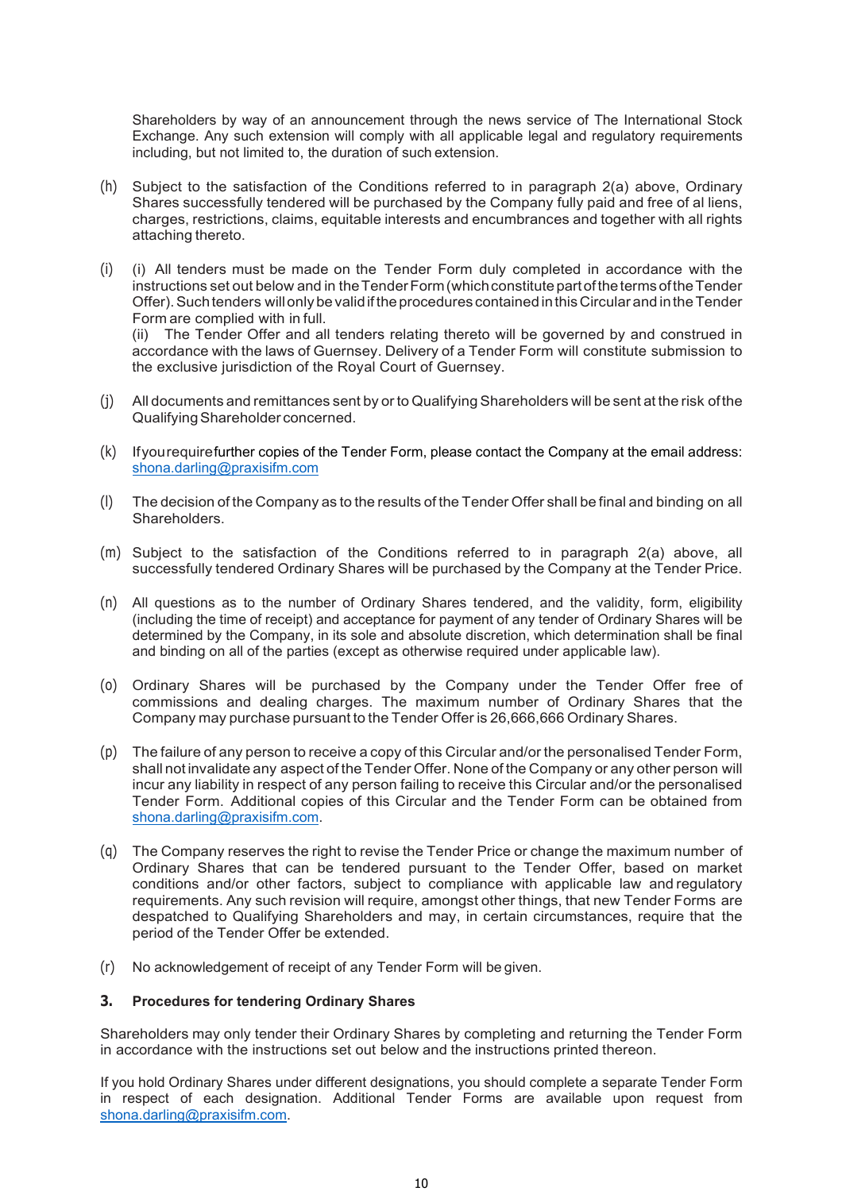Shareholders by way of an announcement through the news service of The International Stock Exchange. Any such extension will comply with all applicable legal and regulatory requirements including, but not limited to, the duration of such extension.

(h) Subject to the satisfaction of the Conditions referred to in paragraph 2(a) above, Ordinary Shares successfully tendered will be purchased by the Company fully paid and free of al liens, charges, restrictions, claims, equitable interests and encumbrances and together with all rights attaching thereto.

(i) (i) All tenders must be made on the Tender Form duly completed in accordance with the instructions set out below and in the Tender Form (which constitute part of the terms of the Tender Offer). Such tenders will only be valid if the procedures contained in this Circular and in the Tender Form are complied with in full.
(ii) The Tender Offer and all tenders relating thereto will be governed by and construed in accordance with the laws of Guernsey. Delivery of a Tender Form will constitute submission to the exclusive jurisdiction of the Royal Court of Guernsey.

(j) All documents and remittances sent by or to Qualifying Shareholders will be sent at the risk of the Qualifying Shareholder concerned.

(k) If you require further copies of the Tender Form, please contact the Company at the email address: shona.darling@praxisifm.com

(l) The decision of the Company as to the results of the Tender Offer shall be final and binding on all Shareholders.

(m) Subject to the satisfaction of the Conditions referred to in paragraph 2(a) above, all successfully tendered Ordinary Shares will be purchased by the Company at the Tender Price.

(n) All questions as to the number of Ordinary Shares tendered, and the validity, form, eligibility (including the time of receipt) and acceptance for payment of any tender of Ordinary Shares will be determined by the Company, in its sole and absolute discretion, which determination shall be final and binding on all of the parties (except as otherwise required under applicable law).

(o) Ordinary Shares will be purchased by the Company under the Tender Offer free of commissions and dealing charges. The maximum number of Ordinary Shares that the Company may purchase pursuant to the Tender Offer is 26,666,666 Ordinary Shares.

(p) The failure of any person to receive a copy of this Circular and/or the personalised Tender Form, shall not invalidate any aspect of the Tender Offer. None of the Company or any other person will incur any liability in respect of any person failing to receive this Circular and/or the personalised Tender Form. Additional copies of this Circular and the Tender Form can be obtained from shona.darling@praxisifm.com.

(q) The Company reserves the right to revise the Tender Price or change the maximum number of Ordinary Shares that can be tendered pursuant to the Tender Offer, based on market conditions and/or other factors, subject to compliance with applicable law and regulatory requirements. Any such revision will require, amongst other things, that new Tender Forms are despatched to Qualifying Shareholders and may, in certain circumstances, require that the period of the Tender Offer be extended.

(r) No acknowledgement of receipt of any Tender Form will be given.

## 3. Procedures for tendering Ordinary Shares

Shareholders may only tender their Ordinary Shares by completing and returning the Tender Form in accordance with the instructions set out below and the instructions printed thereon.

If you hold Ordinary Shares under different designations, you should complete a separate Tender Form in respect of each designation. Additional Tender Forms are available upon request from shona.darling@praxisifm.com.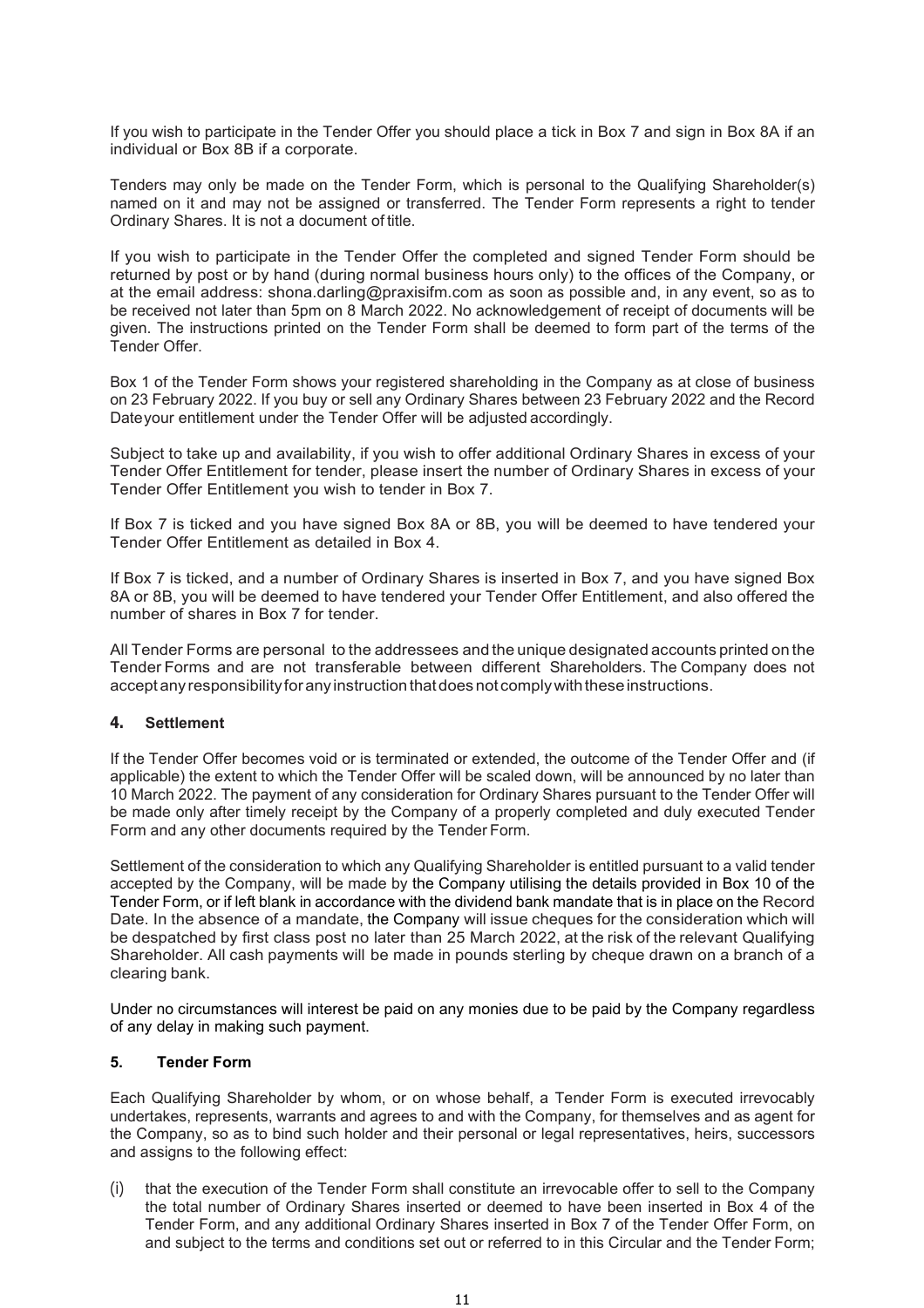If you wish to participate in the Tender Offer you should place a tick in Box 7 and sign in Box 8A if an individual or Box 8B if a corporate.

Tenders may only be made on the Tender Form, which is personal to the Qualifying Shareholder(s) named on it and may not be assigned or transferred. The Tender Form represents a right to tender Ordinary Shares. It is not a document of title.

If you wish to participate in the Tender Offer the completed and signed Tender Form should be returned by post or by hand (during normal business hours only) to the offices of the Company, or at the email address: shona.darling@praxisifm.com as soon as possible and, in any event, so as to be received not later than 5pm on 8 March 2022. No acknowledgement of receipt of documents will be given. The instructions printed on the Tender Form shall be deemed to form part of the terms of the Tender Offer.

Box 1 of the Tender Form shows your registered shareholding in the Company as at close of business on 23 February 2022. If you buy or sell any Ordinary Shares between 23 February 2022 and the Record Date your entitlement under the Tender Offer will be adjusted accordingly.

Subject to take up and availability, if you wish to offer additional Ordinary Shares in excess of your Tender Offer Entitlement for tender, please insert the number of Ordinary Shares in excess of your Tender Offer Entitlement you wish to tender in Box 7.

If Box 7 is ticked and you have signed Box 8A or 8B, you will be deemed to have tendered your Tender Offer Entitlement as detailed in Box 4.

If Box 7 is ticked, and a number of Ordinary Shares is inserted in Box 7, and you have signed Box 8A or 8B, you will be deemed to have tendered your Tender Offer Entitlement, and also offered the number of shares in Box 7 for tender.

All Tender Forms are personal to the addressees and the unique designated accounts printed on the Tender Forms and are not transferable between different Shareholders. The Company does not accept any responsibility for any instruction that does not comply with these instructions.

## 4. Settlement

If the Tender Offer becomes void or is terminated or extended, the outcome of the Tender Offer and (if applicable) the extent to which the Tender Offer will be scaled down, will be announced by no later than 10 March 2022. The payment of any consideration for Ordinary Shares pursuant to the Tender Offer will be made only after timely receipt by the Company of a properly completed and duly executed Tender Form and any other documents required by the Tender Form.

Settlement of the consideration to which any Qualifying Shareholder is entitled pursuant to a valid tender accepted by the Company, will be made by the Company utilising the details provided in Box 10 of the Tender Form, or if left blank in accordance with the dividend bank mandate that is in place on the Record Date. In the absence of a mandate, the Company will issue cheques for the consideration which will be despatched by first class post no later than 25 March 2022, at the risk of the relevant Qualifying Shareholder. All cash payments will be made in pounds sterling by cheque drawn on a branch of a clearing bank.

Under no circumstances will interest be paid on any monies due to be paid by the Company regardless of any delay in making such payment.

## 5. Tender Form

Each Qualifying Shareholder by whom, or on whose behalf, a Tender Form is executed irrevocably undertakes, represents, warrants and agrees to and with the Company, for themselves and as agent for the Company, so as to bind such holder and their personal or legal representatives, heirs, successors and assigns to the following effect:

(i) that the execution of the Tender Form shall constitute an irrevocable offer to sell to the Company the total number of Ordinary Shares inserted or deemed to have been inserted in Box 4 of the Tender Form, and any additional Ordinary Shares inserted in Box 7 of the Tender Offer Form, on and subject to the terms and conditions set out or referred to in this Circular and the Tender Form;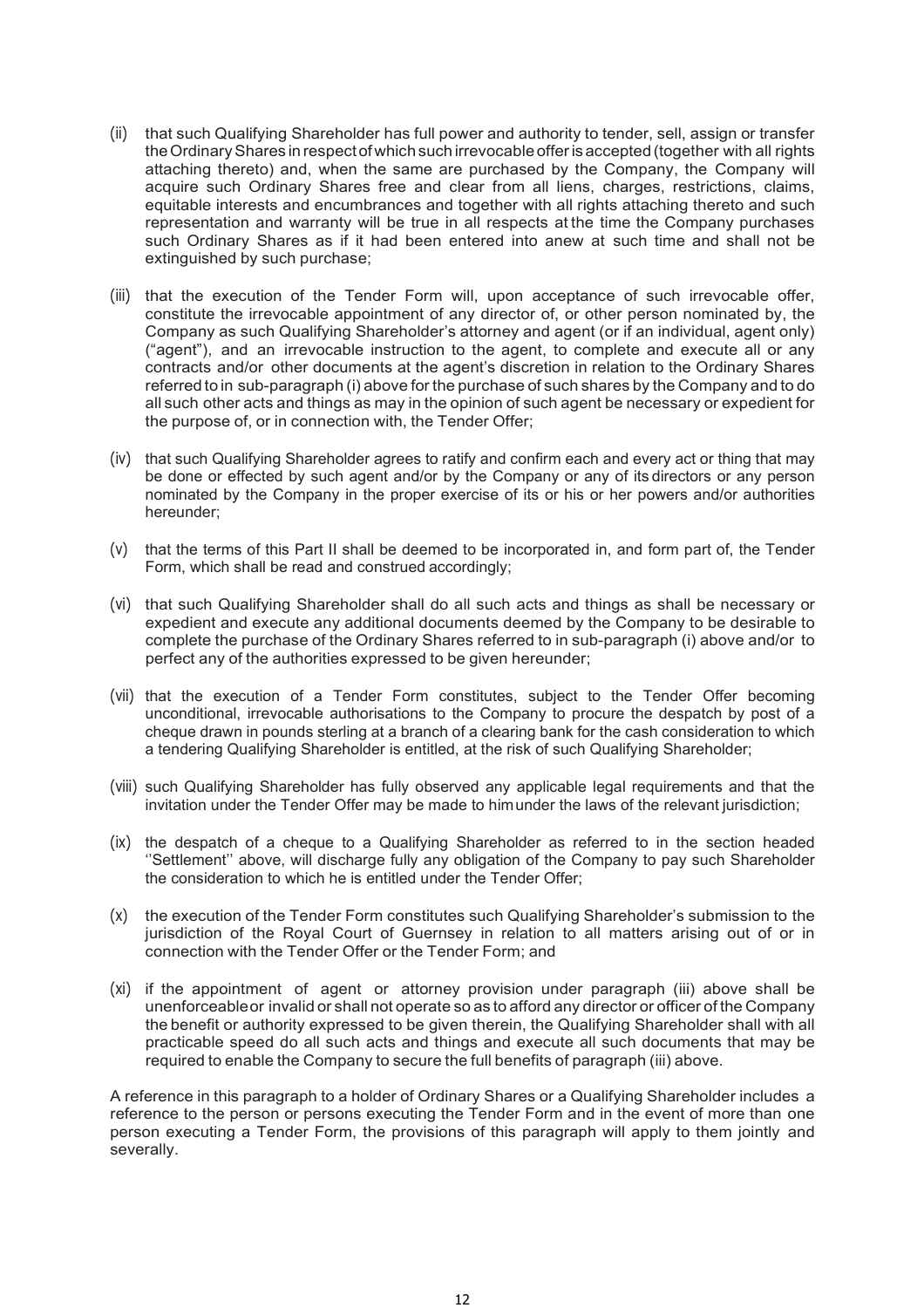(ii) that such Qualifying Shareholder has full power and authority to tender, sell, assign or transfer the Ordinary Shares in respect of which such irrevocable offer is accepted (together with all rights attaching thereto) and, when the same are purchased by the Company, the Company will acquire such Ordinary Shares free and clear from all liens, charges, restrictions, claims, equitable interests and encumbrances and together with all rights attaching thereto and such representation and warranty will be true in all respects at the time the Company purchases such Ordinary Shares as if it had been entered into anew at such time and shall not be extinguished by such purchase;

(iii) that the execution of the Tender Form will, upon acceptance of such irrevocable offer, constitute the irrevocable appointment of any director of, or other person nominated by, the Company as such Qualifying Shareholder's attorney and agent (or if an individual, agent only) ("agent"), and an irrevocable instruction to the agent, to complete and execute all or any contracts and/or other documents at the agent's discretion in relation to the Ordinary Shares referred to in sub-paragraph (i) above for the purchase of such shares by the Company and to do all such other acts and things as may in the opinion of such agent be necessary or expedient for the purpose of, or in connection with, the Tender Offer;

(iv) that such Qualifying Shareholder agrees to ratify and confirm each and every act or thing that may be done or effected by such agent and/or by the Company or any of its directors or any person nominated by the Company in the proper exercise of its or his or her powers and/or authorities hereunder;

(v) that the terms of this Part II shall be deemed to be incorporated in, and form part of, the Tender Form, which shall be read and construed accordingly;

(vi) that such Qualifying Shareholder shall do all such acts and things as shall be necessary or expedient and execute any additional documents deemed by the Company to be desirable to complete the purchase of the Ordinary Shares referred to in sub-paragraph (i) above and/or to perfect any of the authorities expressed to be given hereunder;

(vii) that the execution of a Tender Form constitutes, subject to the Tender Offer becoming unconditional, irrevocable authorisations to the Company to procure the despatch by post of a cheque drawn in pounds sterling at a branch of a clearing bank for the cash consideration to which a tendering Qualifying Shareholder is entitled, at the risk of such Qualifying Shareholder;

(viii) such Qualifying Shareholder has fully observed any applicable legal requirements and that the invitation under the Tender Offer may be made to him under the laws of the relevant jurisdiction;

(ix) the despatch of a cheque to a Qualifying Shareholder as referred to in the section headed ''Settlement'' above, will discharge fully any obligation of the Company to pay such Shareholder the consideration to which he is entitled under the Tender Offer;

(x) the execution of the Tender Form constitutes such Qualifying Shareholder's submission to the jurisdiction of the Royal Court of Guernsey in relation to all matters arising out of or in connection with the Tender Offer or the Tender Form; and

(xi) if the appointment of agent or attorney provision under paragraph (iii) above shall be unenforceable or invalid or shall not operate so as to afford any director or officer of the Company the benefit or authority expressed to be given therein, the Qualifying Shareholder shall with all practicable speed do all such acts and things and execute all such documents that may be required to enable the Company to secure the full benefits of paragraph (iii) above.

A reference in this paragraph to a holder of Ordinary Shares or a Qualifying Shareholder includes a reference to the person or persons executing the Tender Form and in the event of more than one person executing a Tender Form, the provisions of this paragraph will apply to them jointly and severally.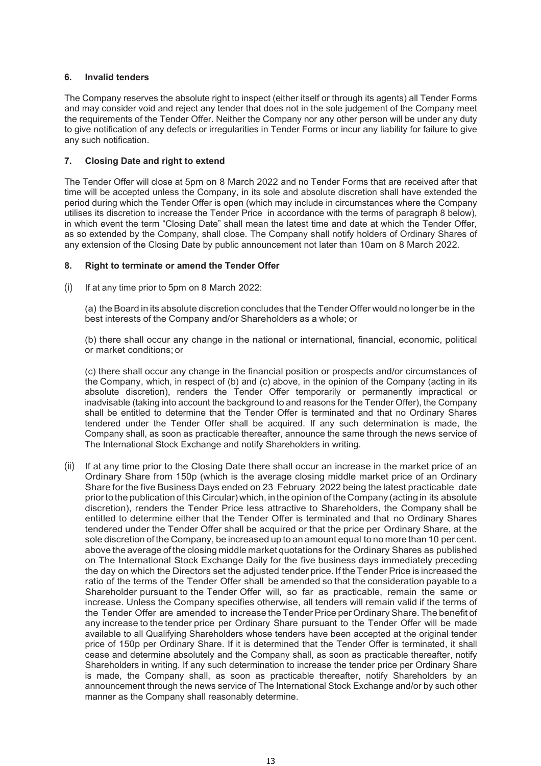### 6. Invalid tenders

The Company reserves the absolute right to inspect (either itself or through its agents) all Tender Forms and may consider void and reject any tender that does not in the sole judgement of the Company meet the requirements of the Tender Offer. Neither the Company nor any other person will be under any duty to give notification of any defects or irregularities in Tender Forms or incur any liability for failure to give any such notification.

### 7. Closing Date and right to extend

The Tender Offer will close at 5pm on 8 March 2022 and no Tender Forms that are received after that time will be accepted unless the Company, in its sole and absolute discretion shall have extended the period during which the Tender Offer is open (which may include in circumstances where the Company utilises its discretion to increase the Tender Price in accordance with the terms of paragraph 8 below), in which event the term "Closing Date" shall mean the latest time and date at which the Tender Offer, as so extended by the Company, shall close. The Company shall notify holders of Ordinary Shares of any extension of the Closing Date by public announcement not later than 10am on 8 March 2022.

### 8. Right to terminate or amend the Tender Offer

(i) If at any time prior to 5pm on 8 March 2022:

(a) the Board in its absolute discretion concludes that the Tender Offer would no longer be in the best interests of the Company and/or Shareholders as a whole; or

(b) there shall occur any change in the national or international, financial, economic, political or market conditions; or

(c) there shall occur any change in the financial position or prospects and/or circumstances of the Company, which, in respect of (b) and (c) above, in the opinion of the Company (acting in its absolute discretion), renders the Tender Offer temporarily or permanently impractical or inadvisable (taking into account the background to and reasons for the Tender Offer), the Company shall be entitled to determine that the Tender Offer is terminated and that no Ordinary Shares tendered under the Tender Offer shall be acquired. If any such determination is made, the Company shall, as soon as practicable thereafter, announce the same through the news service of The International Stock Exchange and notify Shareholders in writing.

(ii) If at any time prior to the Closing Date there shall occur an increase in the market price of an Ordinary Share from 150p (which is the average closing middle market price of an Ordinary Share for the five Business Days ended on 23 February 2022 being the latest practicable date prior to the publication of this Circular) which, in the opinion of the Company (acting in its absolute discretion), renders the Tender Price less attractive to Shareholders, the Company shall be entitled to determine either that the Tender Offer is terminated and that no Ordinary Shares tendered under the Tender Offer shall be acquired or that the price per Ordinary Share, at the sole discretion of the Company, be increased up to an amount equal to no more than 10 per cent. above the average of the closing middle market quotations for the Ordinary Shares as published on The International Stock Exchange Daily for the five business days immediately preceding the day on which the Directors set the adjusted tender price. If the Tender Price is increased the ratio of the terms of the Tender Offer shall be amended so that the consideration payable to a Shareholder pursuant to the Tender Offer will, so far as practicable, remain the same or increase. Unless the Company specifies otherwise, all tenders will remain valid if the terms of the Tender Offer are amended to increase the Tender Price per Ordinary Share. The benefit of any increase to the tender price per Ordinary Share pursuant to the Tender Offer will be made available to all Qualifying Shareholders whose tenders have been accepted at the original tender price of 150p per Ordinary Share. If it is determined that the Tender Offer is terminated, it shall cease and determine absolutely and the Company shall, as soon as practicable thereafter, notify Shareholders in writing. If any such determination to increase the tender price per Ordinary Share is made, the Company shall, as soon as practicable thereafter, notify Shareholders by an announcement through the news service of The International Stock Exchange and/or by such other manner as the Company shall reasonably determine.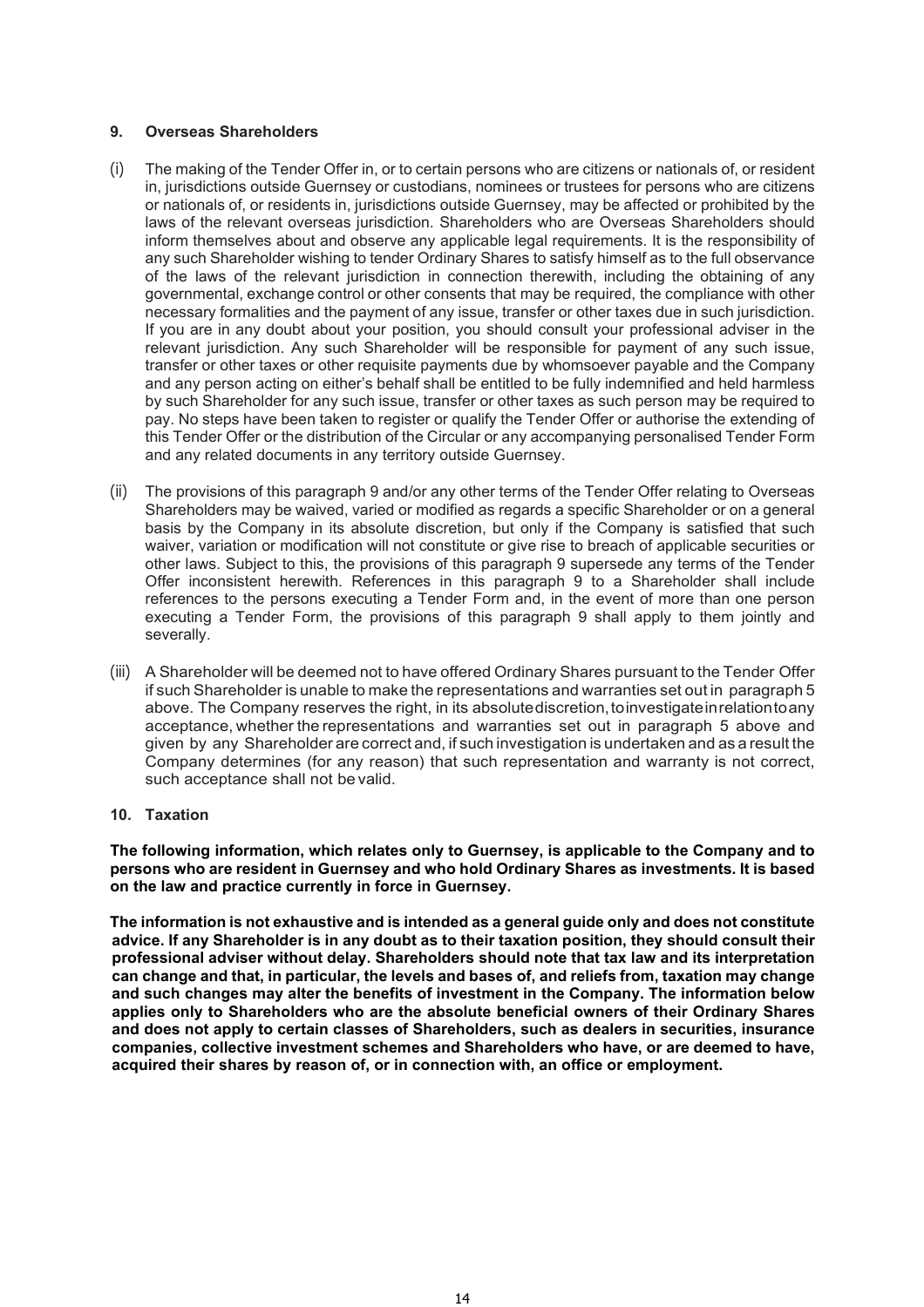## 9. Overseas Shareholders

(i) The making of the Tender Offer in, or to certain persons who are citizens or nationals of, or resident in, jurisdictions outside Guernsey or custodians, nominees or trustees for persons who are citizens or nationals of, or residents in, jurisdictions outside Guernsey, may be affected or prohibited by the laws of the relevant overseas jurisdiction. Shareholders who are Overseas Shareholders should inform themselves about and observe any applicable legal requirements. It is the responsibility of any such Shareholder wishing to tender Ordinary Shares to satisfy himself as to the full observance of the laws of the relevant jurisdiction in connection therewith, including the obtaining of any governmental, exchange control or other consents that may be required, the compliance with other necessary formalities and the payment of any issue, transfer or other taxes due in such jurisdiction. If you are in any doubt about your position, you should consult your professional adviser in the relevant jurisdiction. Any such Shareholder will be responsible for payment of any such issue, transfer or other taxes or other requisite payments due by whomsoever payable and the Company and any person acting on either's behalf shall be entitled to be fully indemnified and held harmless by such Shareholder for any such issue, transfer or other taxes as such person may be required to pay. No steps have been taken to register or qualify the Tender Offer or authorise the extending of this Tender Offer or the distribution of the Circular or any accompanying personalised Tender Form and any related documents in any territory outside Guernsey.

(ii) The provisions of this paragraph 9 and/or any other terms of the Tender Offer relating to Overseas Shareholders may be waived, varied or modified as regards a specific Shareholder or on a general basis by the Company in its absolute discretion, but only if the Company is satisfied that such waiver, variation or modification will not constitute or give rise to breach of applicable securities or other laws. Subject to this, the provisions of this paragraph 9 supersede any terms of the Tender Offer inconsistent herewith. References in this paragraph 9 to a Shareholder shall include references to the persons executing a Tender Form and, in the event of more than one person executing a Tender Form, the provisions of this paragraph 9 shall apply to them jointly and severally.

(iii) A Shareholder will be deemed not to have offered Ordinary Shares pursuant to the Tender Offer if such Shareholder is unable to make the representations and warranties set out in paragraph 5 above. The Company reserves the right, in its absolute discretion, to investigate in relation to any acceptance, whether the representations and warranties set out in paragraph 5 above and given by any Shareholder are correct and, if such investigation is undertaken and as a result the Company determines (for any reason) that such representation and warranty is not correct, such acceptance shall not be valid.

## 10. Taxation

**The following information, which relates only to Guernsey, is applicable to the Company and to persons who are resident in Guernsey and who hold Ordinary Shares as investments. It is based on the law and practice currently in force in Guernsey.**

**The information is not exhaustive and is intended as a general guide only and does not constitute advice. If any Shareholder is in any doubt as to their taxation position, they should consult their professional adviser without delay. Shareholders should note that tax law and its interpretation can change and that, in particular, the levels and bases of, and reliefs from, taxation may change and such changes may alter the benefits of investment in the Company. The information below applies only to Shareholders who are the absolute beneficial owners of their Ordinary Shares and does not apply to certain classes of Shareholders, such as dealers in securities, insurance companies, collective investment schemes and Shareholders who have, or are deemed to have, acquired their shares by reason of, or in connection with, an office or employment.**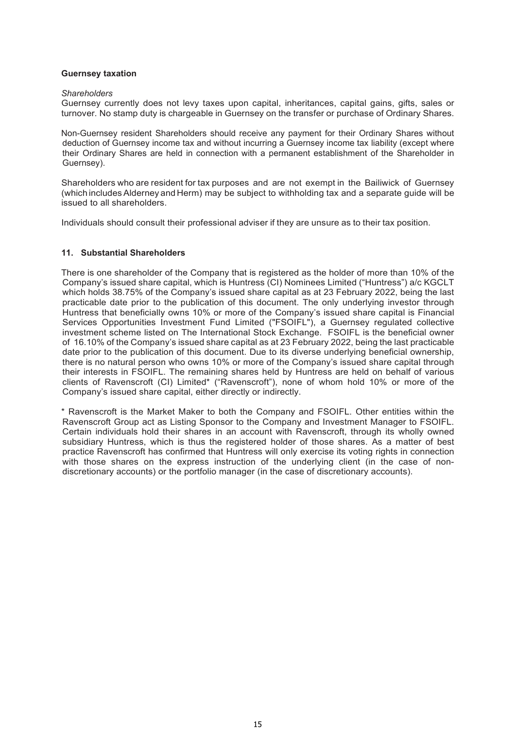**Guernsey taxation**

*Shareholders*

Guernsey currently does not levy taxes upon capital, inheritances, capital gains, gifts, sales or turnover. No stamp duty is chargeable in Guernsey on the transfer or purchase of Ordinary Shares.

Non-Guernsey resident Shareholders should receive any payment for their Ordinary Shares without deduction of Guernsey income tax and without incurring a Guernsey income tax liability (except where their Ordinary Shares are held in connection with a permanent establishment of the Shareholder in Guernsey).

Shareholders who are resident for tax purposes and are not exempt in the Bailiwick of Guernsey (which includes Alderney and Herm) may be subject to withholding tax and a separate guide will be issued to all shareholders.

Individuals should consult their professional adviser if they are unsure as to their tax position.

**11. Substantial Shareholders**

There is one shareholder of the Company that is registered as the holder of more than 10% of the Company's issued share capital, which is Huntress (CI) Nominees Limited ("Huntress") a/c KGCLT which holds 38.75% of the Company's issued share capital as at 23 February 2022, being the last practicable date prior to the publication of this document. The only underlying investor through Huntress that beneficially owns 10% or more of the Company's issued share capital is Financial Services Opportunities Investment Fund Limited ("FSOIFL"), a Guernsey regulated collective investment scheme listed on The International Stock Exchange. FSOIFL is the beneficial owner of 16.10% of the Company's issued share capital as at 23 February 2022, being the last practicable date prior to the publication of this document. Due to its diverse underlying beneficial ownership, there is no natural person who owns 10% or more of the Company's issued share capital through their interests in FSOIFL. The remaining shares held by Huntress are held on behalf of various clients of Ravenscroft (CI) Limited* ("Ravenscroft"), none of whom hold 10% or more of the Company's issued share capital, either directly or indirectly.

* Ravenscroft is the Market Maker to both the Company and FSOIFL. Other entities within the Ravenscroft Group act as Listing Sponsor to the Company and Investment Manager to FSOIFL. Certain individuals hold their shares in an account with Ravenscroft, through its wholly owned subsidiary Huntress, which is thus the registered holder of those shares. As a matter of best practice Ravenscroft has confirmed that Huntress will only exercise its voting rights in connection with those shares on the express instruction of the underlying client (in the case of non-discretionary accounts) or the portfolio manager (in the case of discretionary accounts).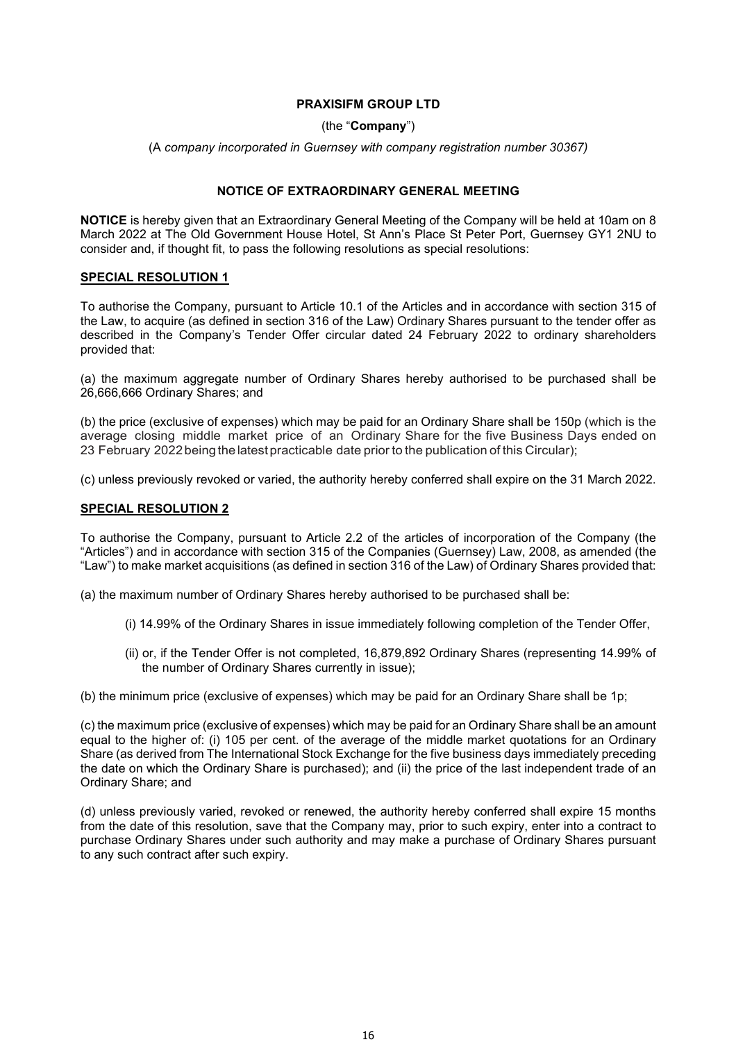**PRAXISIFM GROUP LTD**

(the "**Company**")

(A *company incorporated in Guernsey with company registration number 30367)*

**NOTICE OF EXTRAORDINARY GENERAL MEETING**

**NOTICE** is hereby given that an Extraordinary General Meeting of the Company will be held at 10am on 8 March 2022 at The Old Government House Hotel, St Ann's Place St Peter Port, Guernsey GY1 2NU to consider and, if thought fit, to pass the following resolutions as special resolutions:

**SPECIAL RESOLUTION 1**

To authorise the Company, pursuant to Article 10.1 of the Articles and in accordance with section 315 of the Law, to acquire (as defined in section 316 of the Law) Ordinary Shares pursuant to the tender offer as described in the Company's Tender Offer circular dated 24 February 2022 to ordinary shareholders provided that:

(a) the maximum aggregate number of Ordinary Shares hereby authorised to be purchased shall be 26,666,666 Ordinary Shares; and

(b) the price (exclusive of expenses) which may be paid for an Ordinary Share shall be 150p (which is the average closing middle market price of an Ordinary Share for the five Business Days ended on 23 February 2022 being the latest practicable date prior to the publication of this Circular);

(c) unless previously revoked or varied, the authority hereby conferred shall expire on the 31 March 2022.

**SPECIAL RESOLUTION 2**

To authorise the Company, pursuant to Article 2.2 of the articles of incorporation of the Company (the "Articles") and in accordance with section 315 of the Companies (Guernsey) Law, 2008, as amended (the "Law") to make market acquisitions (as defined in section 316 of the Law) of Ordinary Shares provided that:

(a) the maximum number of Ordinary Shares hereby authorised to be purchased shall be:

(i) 14.99% of the Ordinary Shares in issue immediately following completion of the Tender Offer,

(ii) or, if the Tender Offer is not completed, 16,879,892 Ordinary Shares (representing 14.99% of the number of Ordinary Shares currently in issue);

(b) the minimum price (exclusive of expenses) which may be paid for an Ordinary Share shall be 1p;

(c) the maximum price (exclusive of expenses) which may be paid for an Ordinary Share shall be an amount equal to the higher of: (i) 105 per cent. of the average of the middle market quotations for an Ordinary Share (as derived from The International Stock Exchange for the five business days immediately preceding the date on which the Ordinary Share is purchased); and (ii) the price of the last independent trade of an Ordinary Share; and

(d) unless previously varied, revoked or renewed, the authority hereby conferred shall expire 15 months from the date of this resolution, save that the Company may, prior to such expiry, enter into a contract to purchase Ordinary Shares under such authority and may make a purchase of Ordinary Shares pursuant to any such contract after such expiry.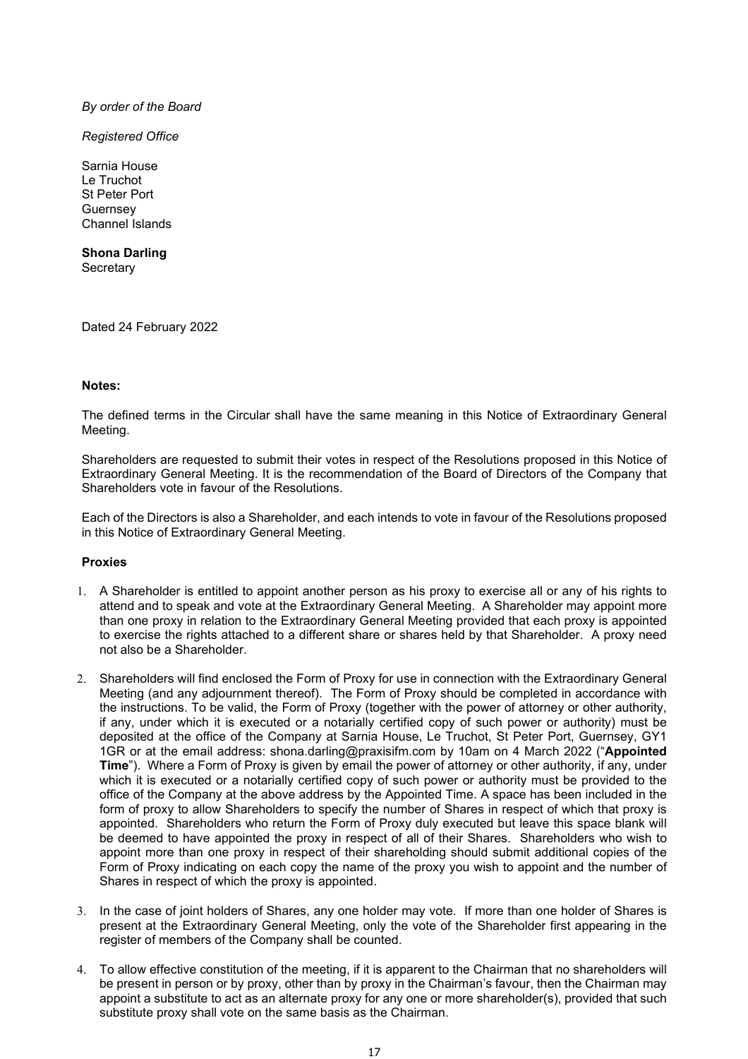*By order of the Board*

*Registered Office*

Sarnia House
Le Truchot
St Peter Port
Guernsey
Channel Islands

**Shona Darling**
Secretary

Dated 24 February 2022

**Notes:**

The defined terms in the Circular shall have the same meaning in this Notice of Extraordinary General Meeting.

Shareholders are requested to submit their votes in respect of the Resolutions proposed in this Notice of Extraordinary General Meeting. It is the recommendation of the Board of Directors of the Company that Shareholders vote in favour of the Resolutions.

Each of the Directors is also a Shareholder, and each intends to vote in favour of the Resolutions proposed in this Notice of Extraordinary General Meeting.

**Proxies**

1. A Shareholder is entitled to appoint another person as his proxy to exercise all or any of his rights to attend and to speak and vote at the Extraordinary General Meeting. A Shareholder may appoint more than one proxy in relation to the Extraordinary General Meeting provided that each proxy is appointed to exercise the rights attached to a different share or shares held by that Shareholder. A proxy need not also be a Shareholder.

2. Shareholders will find enclosed the Form of Proxy for use in connection with the Extraordinary General Meeting (and any adjournment thereof). The Form of Proxy should be completed in accordance with the instructions. To be valid, the Form of Proxy (together with the power of attorney or other authority, if any, under which it is executed or a notarially certified copy of such power or authority) must be deposited at the office of the Company at Sarnia House, Le Truchot, St Peter Port, Guernsey, GY1 1GR or at the email address: shona.darling@praxisifm.com by 10am on 4 March 2022 ("**Appointed Time**"). Where a Form of Proxy is given by email the power of attorney or other authority, if any, under which it is executed or a notarially certified copy of such power or authority must be provided to the office of the Company at the above address by the Appointed Time. A space has been included in the form of proxy to allow Shareholders to specify the number of Shares in respect of which that proxy is appointed. Shareholders who return the Form of Proxy duly executed but leave this space blank will be deemed to have appointed the proxy in respect of all of their Shares. Shareholders who wish to appoint more than one proxy in respect of their shareholding should submit additional copies of the Form of Proxy indicating on each copy the name of the proxy you wish to appoint and the number of Shares in respect of which the proxy is appointed.

3. In the case of joint holders of Shares, any one holder may vote. If more than one holder of Shares is present at the Extraordinary General Meeting, only the vote of the Shareholder first appearing in the register of members of the Company shall be counted.

4. To allow effective constitution of the meeting, if it is apparent to the Chairman that no shareholders will be present in person or by proxy, other than by proxy in the Chairman's favour, then the Chairman may appoint a substitute to act as an alternate proxy for any one or more shareholder(s), provided that such substitute proxy shall vote on the same basis as the Chairman.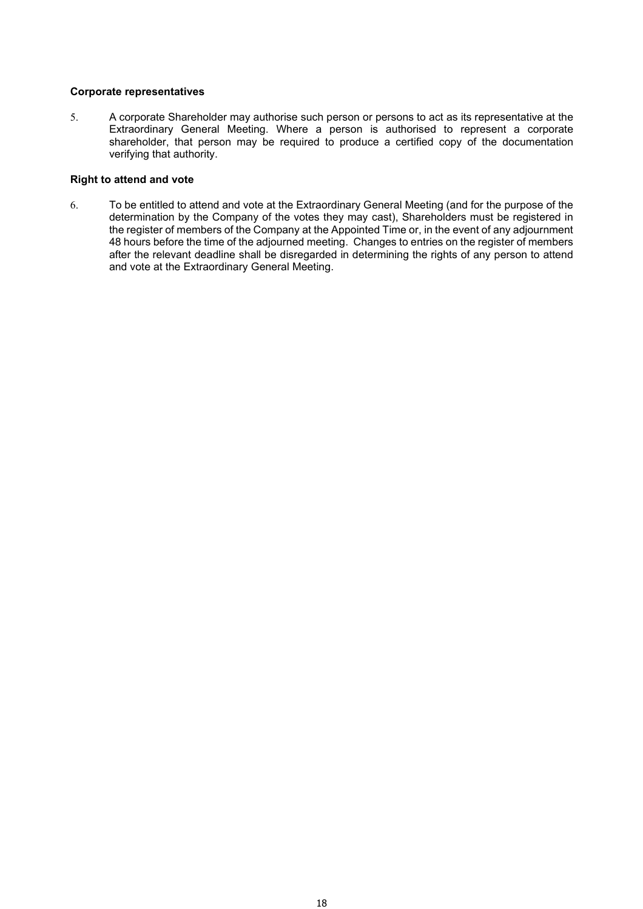**Corporate representatives**

5. A corporate Shareholder may authorise such person or persons to act as its representative at the Extraordinary General Meeting. Where a person is authorised to represent a corporate shareholder, that person may be required to produce a certified copy of the documentation verifying that authority.

**Right to attend and vote**

6. To be entitled to attend and vote at the Extraordinary General Meeting (and for the purpose of the determination by the Company of the votes they may cast), Shareholders must be registered in the register of members of the Company at the Appointed Time or, in the event of any adjournment 48 hours before the time of the adjourned meeting. Changes to entries on the register of members after the relevant deadline shall be disregarded in determining the rights of any person to attend and vote at the Extraordinary General Meeting.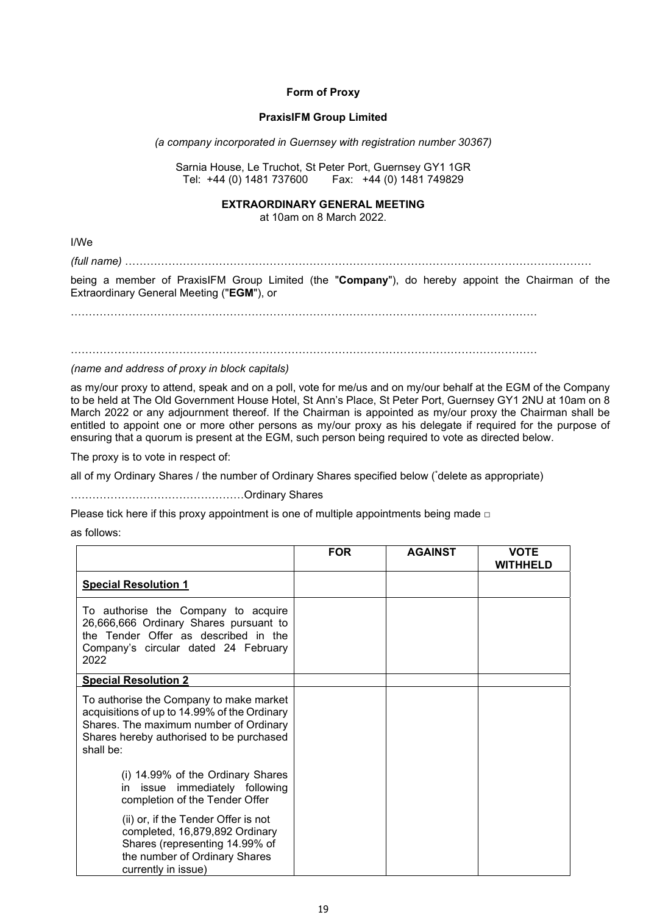**Form of Proxy**

**PraxisIFM Group Limited**

*(a company incorporated in Guernsey with registration number 30367)*

Sarnia House, Le Truchot, St Peter Port, Guernsey GY1 1GR
Tel: +44 (0) 1481 737600 Fax: +44 (0) 1481 749829

**EXTRAORDINARY GENERAL MEETING**
at 10am on 8 March 2022.

I/We

*(full name)* ……………………………………………………………………………………………………………

being a member of PraxisIFM Group Limited (the "**Company**"), do hereby appoint the Chairman of the Extraordinary General Meeting ("**EGM**"), or

……………………………………………………………………………………………………………

……………………………………………………………………………………………………………

*(name and address of proxy in block capitals)*

as my/our proxy to attend, speak and on a poll, vote for me/us and on my/our behalf at the EGM of the Company to be held at The Old Government House Hotel, St Ann's Place, St Peter Port, Guernsey GY1 2NU at 10am on 8 March 2022 or any adjournment thereof. If the Chairman is appointed as my/our proxy the Chairman shall be entitled to appoint one or more other persons as my/our proxy as his delegate if required for the purpose of ensuring that a quorum is present at the EGM, such person being required to vote as directed below.

The proxy is to vote in respect of:

all of my Ordinary Shares / the number of Ordinary Shares specified below (*delete as appropriate)

…………………………………………Ordinary Shares

Please tick here if this proxy appointment is one of multiple appointments being made □

as follows:

| | FOR | AGAINST | VOTE WITHHELD |
|---|---|---|---|
| **Special Resolution 1** | | | |
| To authorise the Company to acquire 26,666,666 Ordinary Shares pursuant to the Tender Offer as described in the Company's circular dated 24 February 2022 | | | |
| **Special Resolution 2** | | | |
| To authorise the Company to make market acquisitions of up to 14.99% of the Ordinary Shares. The maximum number of Ordinary Shares hereby authorised to be purchased shall be: (i) 14.99% of the Ordinary Shares in issue immediately following completion of the Tender Offer (ii) or, if the Tender Offer is not completed, 16,879,892 Ordinary Shares (representing 14.99% of the number of Ordinary Shares currently in issue) | | | |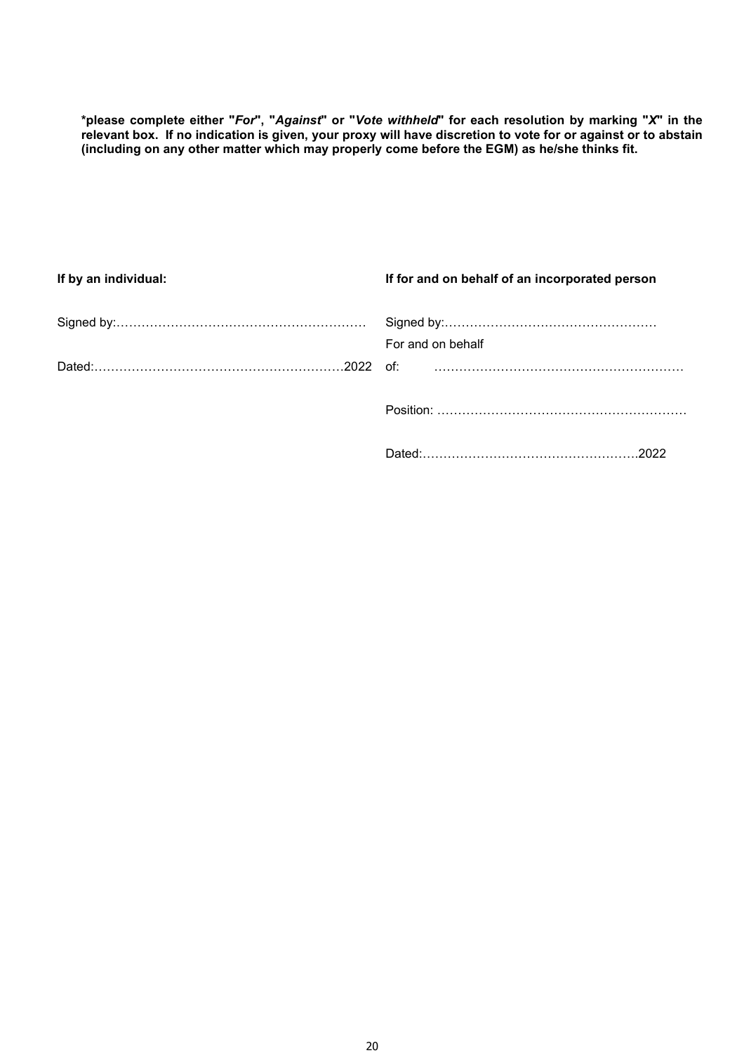**\*please complete either "*For*", "*Against*" or "*Vote withheld*" for each resolution by marking "*X*" in the relevant box. If no indication is given, your proxy will have discretion to vote for or against or to abstain (including on any other matter which may properly come before the EGM) as he/she thinks fit.**

| **If by an individual:** | **If for and on behalf of an incorporated person** |
| --- | --- |
| Signed by:………………………………………………… | Signed by:………………………………………… |
| | For and on behalf |
| Dated:…………………………………………………2022 | of: ………………………………………………… |
| | Position: ………………………………………………… |
| | Dated:…………………………………………….2022 |